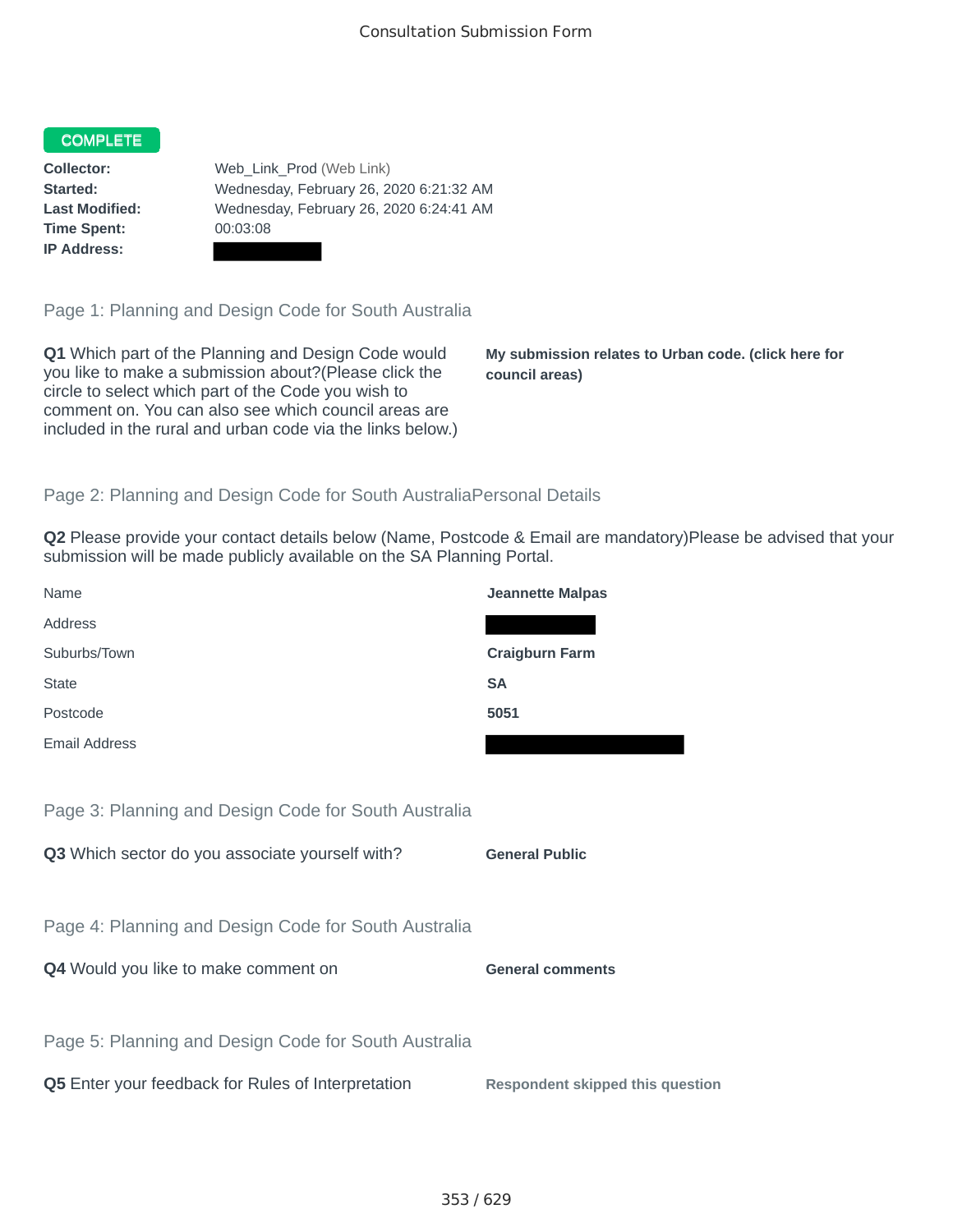Consultation Submission Form

**COMPLETE**

**Collector:** Web_Link_Prod (Web Link)
**Started:** Wednesday, February 26, 2020 6:21:32 AM
**Last Modified:** Wednesday, February 26, 2020 6:24:41 AM
**Time Spent:** 00:03:08
**IP Address:** [redacted]

## Page 1: Planning and Design Code for South Australia

**Q1** Which part of the Planning and Design Code would you like to make a submission about?(Please click the circle to select which part of the Code you wish to comment on. You can also see which council areas are included in the rural and urban code via the links below.)

**My submission relates to Urban code. (click here for council areas)**

## Page 2: Planning and Design Code for South AustraliaPersonal Details

**Q2** Please provide your contact details below (Name, Postcode & Email are mandatory)Please be advised that your submission will be made publicly available on the SA Planning Portal.

| | |
|---|---|
| Name | **Jeannette Malpas** |
| Address | [redacted] |
| Suburbs/Town | **Craigburn Farm** |
| State | **SA** |
| Postcode | **5051** |
| Email Address | [redacted] |

## Page 3: Planning and Design Code for South Australia

**Q3** Which sector do you associate yourself with?

**General Public**

## Page 4: Planning and Design Code for South Australia

**Q4** Would you like to make comment on

**General comments**

## Page 5: Planning and Design Code for South Australia

**Q5** Enter your feedback for Rules of Interpretation

**Respondent skipped this question**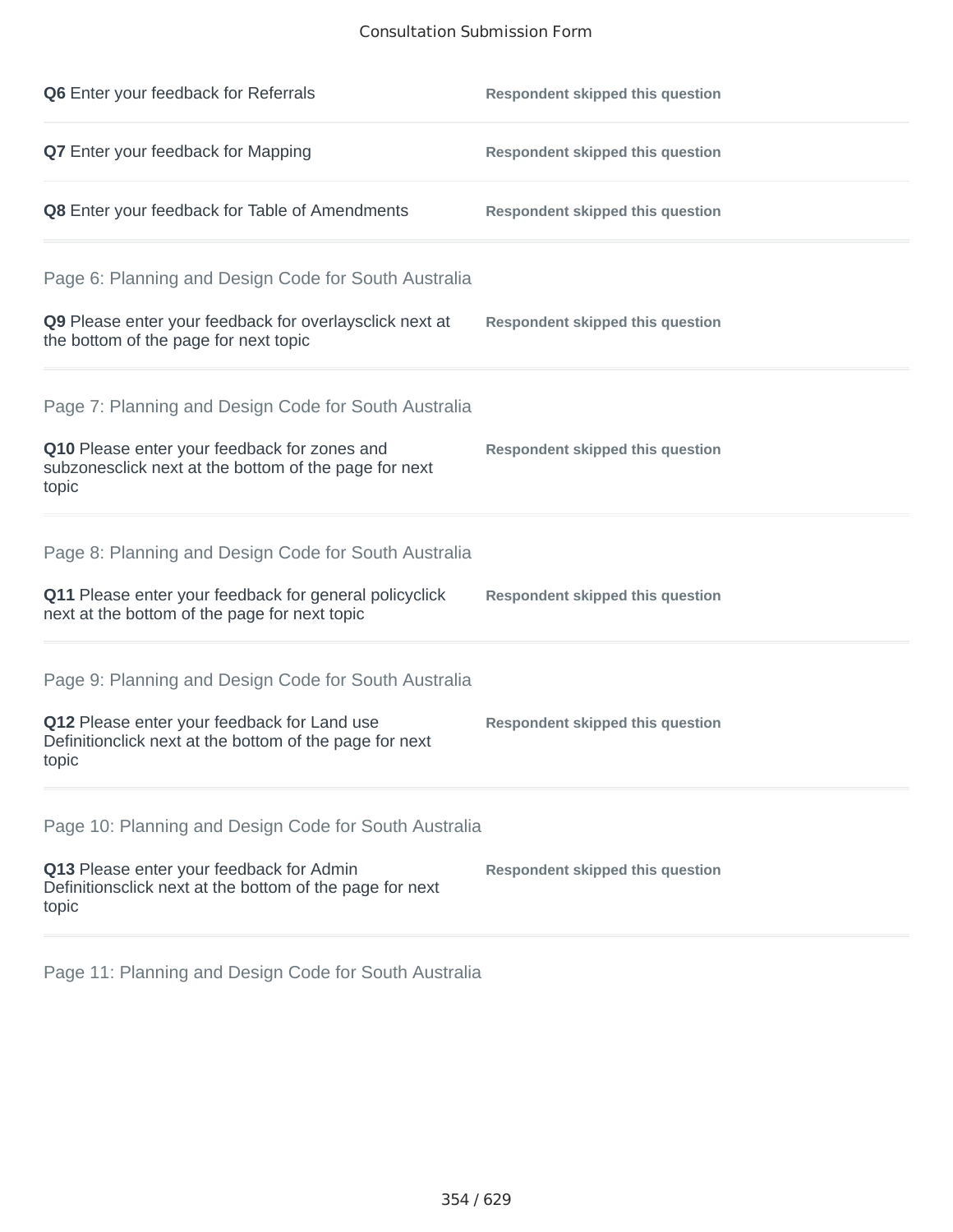| | |
|---|---|
| **Q6** Enter your feedback for Referrals | **Respondent skipped this question** |
| **Q7** Enter your feedback for Mapping | **Respondent skipped this question** |
| **Q8** Enter your feedback for Table of Amendments | **Respondent skipped this question** |

## Page 6: Planning and Design Code for South Australia

| | |
|---|---|
| **Q9** Please enter your feedback for overlaysclick next at the bottom of the page for next topic | **Respondent skipped this question** |

## Page 7: Planning and Design Code for South Australia

| | |
|---|---|
| **Q10** Please enter your feedback for zones and subzonesclick next at the bottom of the page for next topic | **Respondent skipped this question** |

## Page 8: Planning and Design Code for South Australia

| | |
|---|---|
| **Q11** Please enter your feedback for general policyclick next at the bottom of the page for next topic | **Respondent skipped this question** |

## Page 9: Planning and Design Code for South Australia

| | |
|---|---|
| **Q12** Please enter your feedback for Land use Definitionclick next at the bottom of the page for next topic | **Respondent skipped this question** |

## Page 10: Planning and Design Code for South Australia

| | |
|---|---|
| **Q13** Please enter your feedback for Admin Definitionsclick next at the bottom of the page for next topic | **Respondent skipped this question** |

## Page 11: Planning and Design Code for South Australia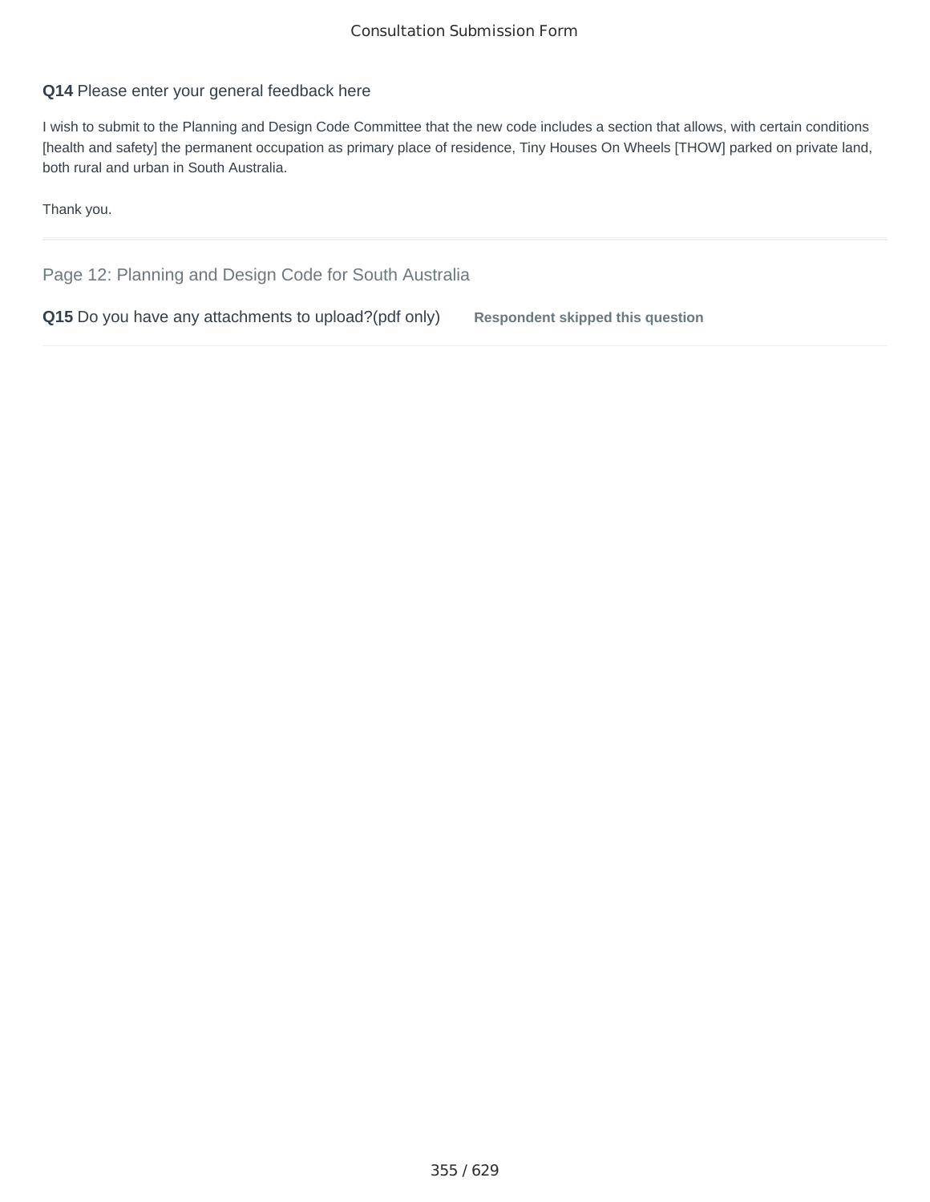**Q14** Please enter your general feedback here

I wish to submit to the Planning and Design Code Committee that the new code includes a section that allows, with certain conditions [health and safety] the permanent occupation as primary place of residence, Tiny Houses On Wheels [THOW] parked on private land, both rural and urban in South Australia.

Thank you.

---

Page 12: Planning and Design Code for South Australia

**Q15** Do you have any attachments to upload?(pdf only) **Respondent skipped this question**